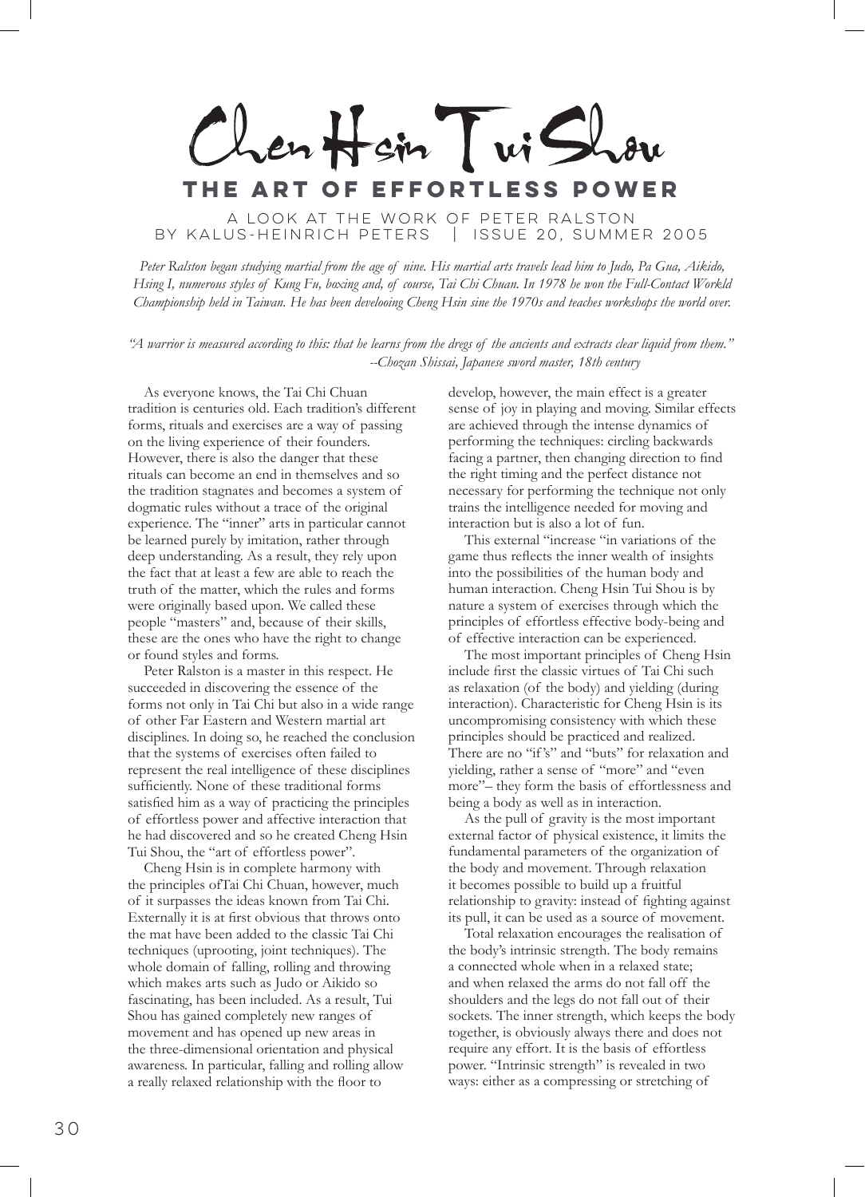# Chen Hsin Tui Shou

## THE ART OF EFFORTLESS POWER

A LOOK AT THE WORK OF PETER RALSTON
BY KALUS-HEINRICH PETERS | ISSUE 20, SUMMER 2005

*Peter Ralston began studying martial from the age of nine. His martial arts travels lead him to Judo, Pa Gua, Aikido, Hsing I, numerous styles of Kung Fu, boxing and, of course, Tai Chi Chuan. In 1978 he won the Full-Contact Workld Championship held in Taiwan. He has been develooing Cheng Hsin sine the 1970s and teaches workshops the world over.*

*"A warrior is measured according to this: that he learns from the dregs of the ancients and extracts clear liquid from them."*
*--Chozan Shissai, Japanese sword master, 18th century*

As everyone knows, the Tai Chi Chuan tradition is centuries old. Each tradition's different forms, rituals and exercises are a way of passing on the living experience of their founders. However, there is also the danger that these rituals can become an end in themselves and so the tradition stagnates and becomes a system of dogmatic rules without a trace of the original experience. The "inner" arts in particular cannot be learned purely by imitation, rather through deep understanding. As a result, they rely upon the fact that at least a few are able to reach the truth of the matter, which the rules and forms were originally based upon. We called these people "masters" and, because of their skills, these are the ones who have the right to change or found styles and forms.

Peter Ralston is a master in this respect. He succeeded in discovering the essence of the forms not only in Tai Chi but also in a wide range of other Far Eastern and Western martial art disciplines. In doing so, he reached the conclusion that the systems of exercises often failed to represent the real intelligence of these disciplines sufficiently. None of these traditional forms satisfied him as a way of practicing the principles of effortless power and affective interaction that he had discovered and so he created Cheng Hsin Tui Shou, the "art of effortless power".

Cheng Hsin is in complete harmony with the principles ofTai Chi Chuan, however, much of it surpasses the ideas known from Tai Chi. Externally it is at first obvious that throws onto the mat have been added to the classic Tai Chi techniques (uprooting, joint techniques). The whole domain of falling, rolling and throwing which makes arts such as Judo or Aikido so fascinating, has been included. As a result, Tui Shou has gained completely new ranges of movement and has opened up new areas in the three-dimensional orientation and physical awareness. In particular, falling and rolling allow a really relaxed relationship with the floor to develop, however, the main effect is a greater sense of joy in playing and moving. Similar effects are achieved through the intense dynamics of performing the techniques: circling backwards facing a partner, then changing direction to find the right timing and the perfect distance not necessary for performing the technique not only trains the intelligence needed for moving and interaction but is also a lot of fun.

This external "increase "in variations of the game thus reflects the inner wealth of insights into the possibilities of the human body and human interaction. Cheng Hsin Tui Shou is by nature a system of exercises through which the principles of effortless effective body-being and of effective interaction can be experienced.

The most important principles of Cheng Hsin include first the classic virtues of Tai Chi such as relaxation (of the body) and yielding (during interaction). Characteristic for Cheng Hsin is its uncompromising consistency with which these principles should be practiced and realized. There are no "if's" and "buts" for relaxation and yielding, rather a sense of "more" and "even more"– they form the basis of effortlessness and being a body as well as in interaction.

As the pull of gravity is the most important external factor of physical existence, it limits the fundamental parameters of the organization of the body and movement. Through relaxation it becomes possible to build up a fruitful relationship to gravity: instead of fighting against its pull, it can be used as a source of movement.

Total relaxation encourages the realisation of the body's intrinsic strength. The body remains a connected whole when in a relaxed state; and when relaxed the arms do not fall off the shoulders and the legs do not fall out of their sockets. The inner strength, which keeps the body together, is obviously always there and does not require any effort. It is the basis of effortless power. "Intrinsic strength" is revealed in two ways: either as a compressing or stretching of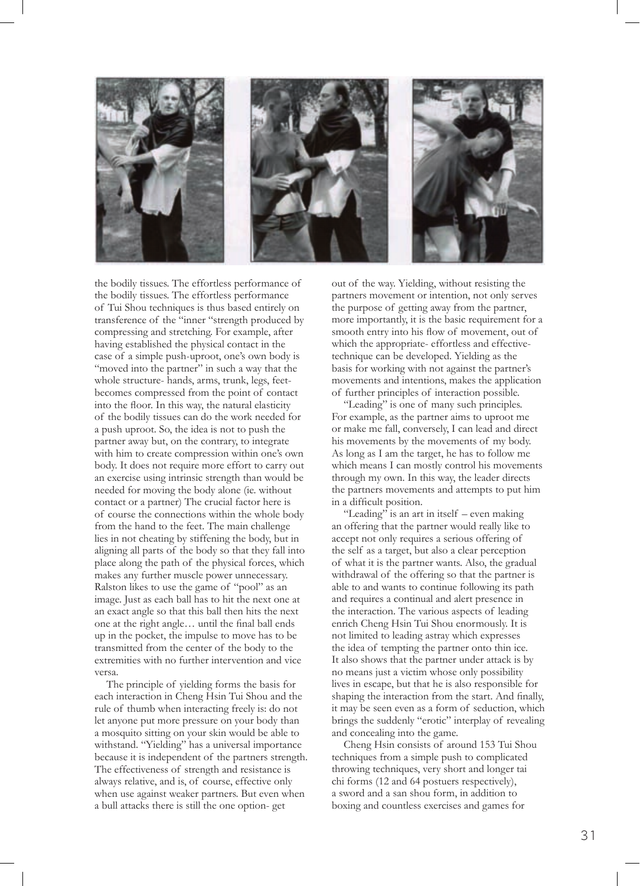the bodily tissues. The effortless performance of the bodily tissues. The effortless performance of Tui Shou techniques is thus based entirely on transference of the "inner "strength produced by compressing and stretching. For example, after having established the physical contact in the case of a simple push-uproot, one's own body is "moved into the partner" in such a way that the whole structure- hands, arms, trunk, legs, feet- becomes compressed from the point of contact into the floor. In this way, the natural elasticity of the bodily tissues can do the work needed for a push uproot. So, the idea is not to push the partner away but, on the contrary, to integrate with him to create compression within one's own body. It does not require more effort to carry out an exercise using intrinsic strength than would be needed for moving the body alone (ie. without contact or a partner) The crucial factor here is of course the connections within the whole body from the hand to the feet. The main challenge lies in not cheating by stiffening the body, but in aligning all parts of the body so that they fall into place along the path of the physical forces, which makes any further muscle power unnecessary. Ralston likes to use the game of "pool" as an image. Just as each ball has to hit the next one at an exact angle so that this ball then hits the next one at the right angle… until the final ball ends up in the pocket, the impulse to move has to be transmitted from the center of the body to the extremities with no further intervention and vice versa.

The principle of yielding forms the basis for each interaction in Cheng Hsin Tui Shou and the rule of thumb when interacting freely is: do not let anyone put more pressure on your body than a mosquito sitting on your skin would be able to withstand. "Yielding" has a universal importance because it is independent of the partners strength. The effectiveness of strength and resistance is always relative, and is, of course, effective only when use against weaker partners. But even when a bull attacks there is still the one option- get out of the way. Yielding, without resisting the partners movement or intention, not only serves the purpose of getting away from the partner, more importantly, it is the basic requirement for a smooth entry into his flow of movement, out of which the appropriate- effortless and effective- technique can be developed. Yielding as the basis for working with not against the partner's movements and intentions, makes the application of further principles of interaction possible.

"Leading" is one of many such principles. For example, as the partner aims to uproot me or make me fall, conversely, I can lead and direct his movements by the movements of my body. As long as I am the target, he has to follow me which means I can mostly control his movements through my own. In this way, the leader directs the partners movements and attempts to put him in a difficult position.

"Leading" is an art in itself – even making an offering that the partner would really like to accept not only requires a serious offering of the self as a target, but also a clear perception of what it is the partner wants. Also, the gradual withdrawal of the offering so that the partner is able to and wants to continue following its path and requires a continual and alert presence in the interaction. The various aspects of leading enrich Cheng Hsin Tui Shou enormously. It is not limited to leading astray which expresses the idea of tempting the partner onto thin ice. It also shows that the partner under attack is by no means just a victim whose only possibility lives in escape, but that he is also responsible for shaping the interaction from the start. And finally, it may be seen even as a form of seduction, which brings the suddenly "erotic" interplay of revealing and concealing into the game.

Cheng Hsin consists of around 153 Tui Shou techniques from a simple push to complicated throwing techniques, very short and longer tai chi forms (12 and 64 postuers respectively), a sword and a san shou form, in addition to boxing and countless exercises and games for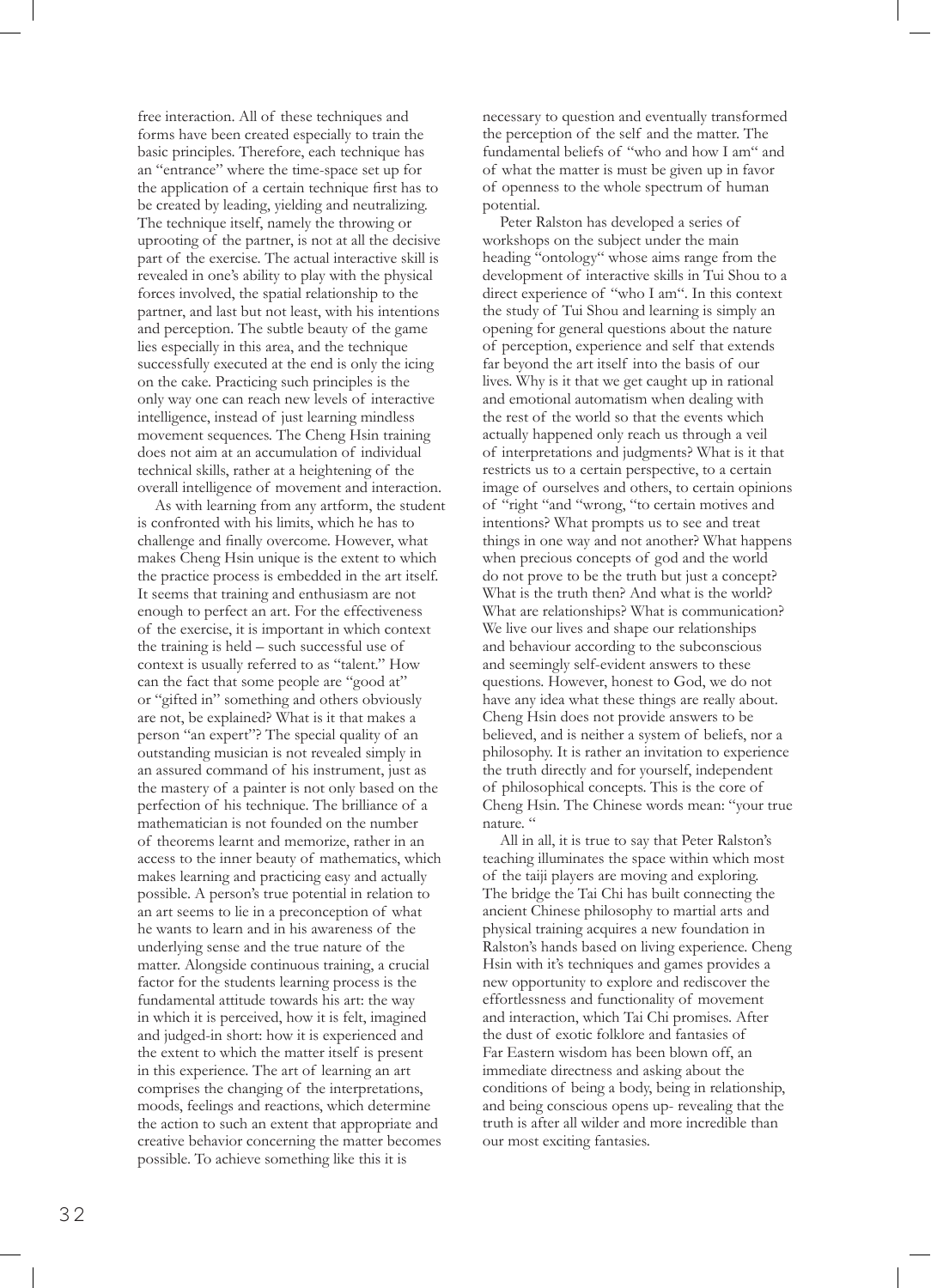free interaction. All of these techniques and forms have been created especially to train the basic principles. Therefore, each technique has an "entrance" where the time-space set up for the application of a certain technique first has to be created by leading, yielding and neutralizing. The technique itself, namely the throwing or uprooting of the partner, is not at all the decisive part of the exercise. The actual interactive skill is revealed in one's ability to play with the physical forces involved, the spatial relationship to the partner, and last but not least, with his intentions and perception. The subtle beauty of the game lies especially in this area, and the technique successfully executed at the end is only the icing on the cake. Practicing such principles is the only way one can reach new levels of interactive intelligence, instead of just learning mindless movement sequences. The Cheng Hsin training does not aim at an accumulation of individual technical skills, rather at a heightening of the overall intelligence of movement and interaction.

As with learning from any artform, the student is confronted with his limits, which he has to challenge and finally overcome. However, what makes Cheng Hsin unique is the extent to which the practice process is embedded in the art itself. It seems that training and enthusiasm are not enough to perfect an art. For the effectiveness of the exercise, it is important in which context the training is held – such successful use of context is usually referred to as "talent." How can the fact that some people are "good at" or "gifted in" something and others obviously are not, be explained? What is it that makes a person "an expert"? The special quality of an outstanding musician is not revealed simply in an assured command of his instrument, just as the mastery of a painter is not only based on the perfection of his technique. The brilliance of a mathematician is not founded on the number of theorems learnt and memorize, rather in an access to the inner beauty of mathematics, which makes learning and practicing easy and actually possible. A person's true potential in relation to an art seems to lie in a preconception of what he wants to learn and in his awareness of the underlying sense and the true nature of the matter. Alongside continuous training, a crucial factor for the students learning process is the fundamental attitude towards his art: the way in which it is perceived, how it is felt, imagined and judged-in short: how it is experienced and the extent to which the matter itself is present in this experience. The art of learning an art comprises the changing of the interpretations, moods, feelings and reactions, which determine the action to such an extent that appropriate and creative behavior concerning the matter becomes possible. To achieve something like this it is necessary to question and eventually transformed the perception of the self and the matter. The fundamental beliefs of "who and how I am" and of what the matter is must be given up in favor of openness to the whole spectrum of human potential.

Peter Ralston has developed a series of workshops on the subject under the main heading "ontology" whose aims range from the development of interactive skills in Tui Shou to a direct experience of "who I am". In this context the study of Tui Shou and learning is simply an opening for general questions about the nature of perception, experience and self that extends far beyond the art itself into the basis of our lives. Why is it that we get caught up in rational and emotional automatism when dealing with the rest of the world so that the events which actually happened only reach us through a veil of interpretations and judgments? What is it that restricts us to a certain perspective, to a certain image of ourselves and others, to certain opinions of "right "and "wrong, "to certain motives and intentions? What prompts us to see and treat things in one way and not another? What happens when precious concepts of god and the world do not prove to be the truth but just a concept? What is the truth then? And what is the world? What are relationships? What is communication? We live our lives and shape our relationships and behaviour according to the subconscious and seemingly self-evident answers to these questions. However, honest to God, we do not have any idea what these things are really about. Cheng Hsin does not provide answers to be believed, and is neither a system of beliefs, nor a philosophy. It is rather an invitation to experience the truth directly and for yourself, independent of philosophical concepts. This is the core of Cheng Hsin. The Chinese words mean: "your true nature. "

All in all, it is true to say that Peter Ralston's teaching illuminates the space within which most of the taiji players are moving and exploring. The bridge the Tai Chi has built connecting the ancient Chinese philosophy to martial arts and physical training acquires a new foundation in Ralston's hands based on living experience. Cheng Hsin with it's techniques and games provides a new opportunity to explore and rediscover the effortlessness and functionality of movement and interaction, which Tai Chi promises. After the dust of exotic folklore and fantasies of Far Eastern wisdom has been blown off, an immediate directness and asking about the conditions of being a body, being in relationship, and being conscious opens up- revealing that the truth is after all wilder and more incredible than our most exciting fantasies.